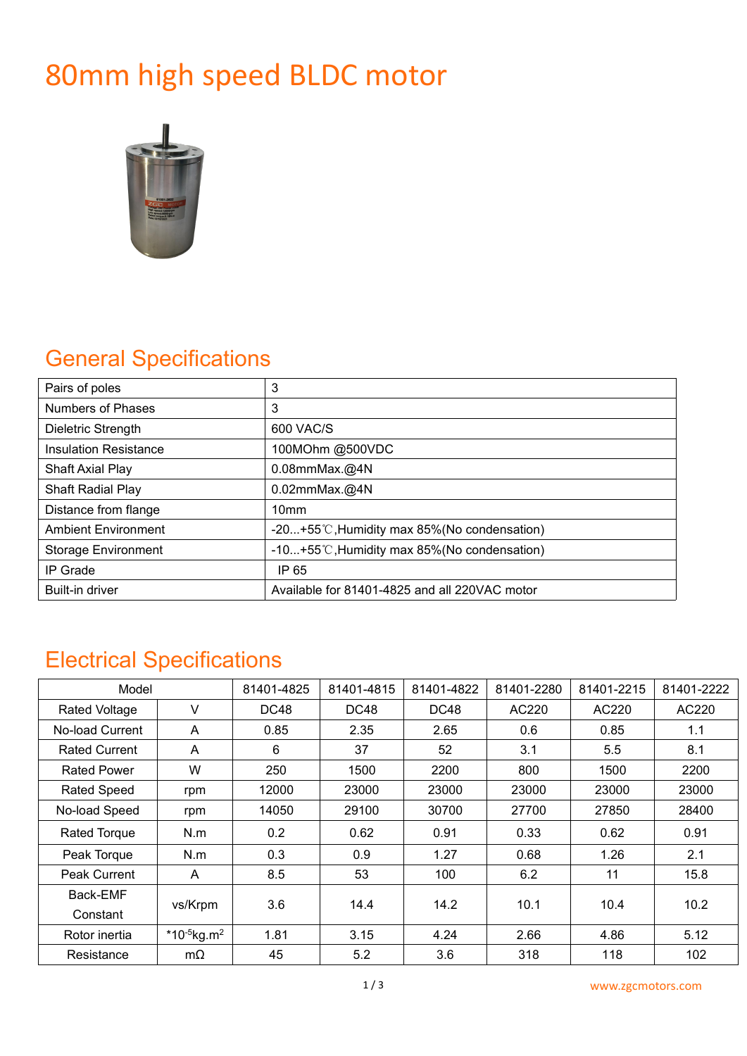# 80mm high speed BLDC motor

## General Specifications

| | |
|---|---|
| Pairs of poles | 3 |
| Numbers of Phases | 3 |
| Dieletric Strength | 600 VAC/S |
| Insulation Resistance | 100MOhm @500VDC |
| Shaft Axial Play | 0.08mmMax.@4N |
| Shaft Radial Play | 0.02mmMax.@4N |
| Distance from flange | 10mm |
| Ambient Environment | -20...+55℃,Humidity max 85%(No condensation) |
| Storage Environment | -10...+55℃,Humidity max 85%(No condensation) |
| IP Grade | IP 65 |
| Built-in driver | Available for 81401-4825 and all 220VAC motor |

## Electrical Specifications

| Model | | 81401-4825 | 81401-4815 | 81401-4822 | 81401-2280 | 81401-2215 | 81401-2222 |
|---|---|---|---|---|---|---|---|
| Rated Voltage | V | DC48 | DC48 | DC48 | AC220 | AC220 | AC220 |
| No-load Current | A | 0.85 | 2.35 | 2.65 | 0.6 | 0.85 | 1.1 |
| Rated Current | A | 6 | 37 | 52 | 3.1 | 5.5 | 8.1 |
| Rated Power | W | 250 | 1500 | 2200 | 800 | 1500 | 2200 |
| Rated Speed | rpm | 12000 | 23000 | 23000 | 23000 | 23000 | 23000 |
| No-load Speed | rpm | 14050 | 29100 | 30700 | 27700 | 27850 | 28400 |
| Rated Torque | N.m | 0.2 | 0.62 | 0.91 | 0.33 | 0.62 | 0.91 |
| Peak Torque | N.m | 0.3 | 0.9 | 1.27 | 0.68 | 1.26 | 2.1 |
| Peak Current | A | 8.5 | 53 | 100 | 6.2 | 11 | 15.8 |
| Back-EMF Constant | vs/Krpm | 3.6 | 14.4 | 14.2 | 10.1 | 10.4 | 10.2 |
| Rotor inertia | $*10^{-5}kg.m^2$ | 1.81 | 3.15 | 4.24 | 2.66 | 4.86 | 5.12 |
| Resistance | mΩ | 45 | 5.2 | 3.6 | 318 | 118 | 102 |

www.zgcmotors.com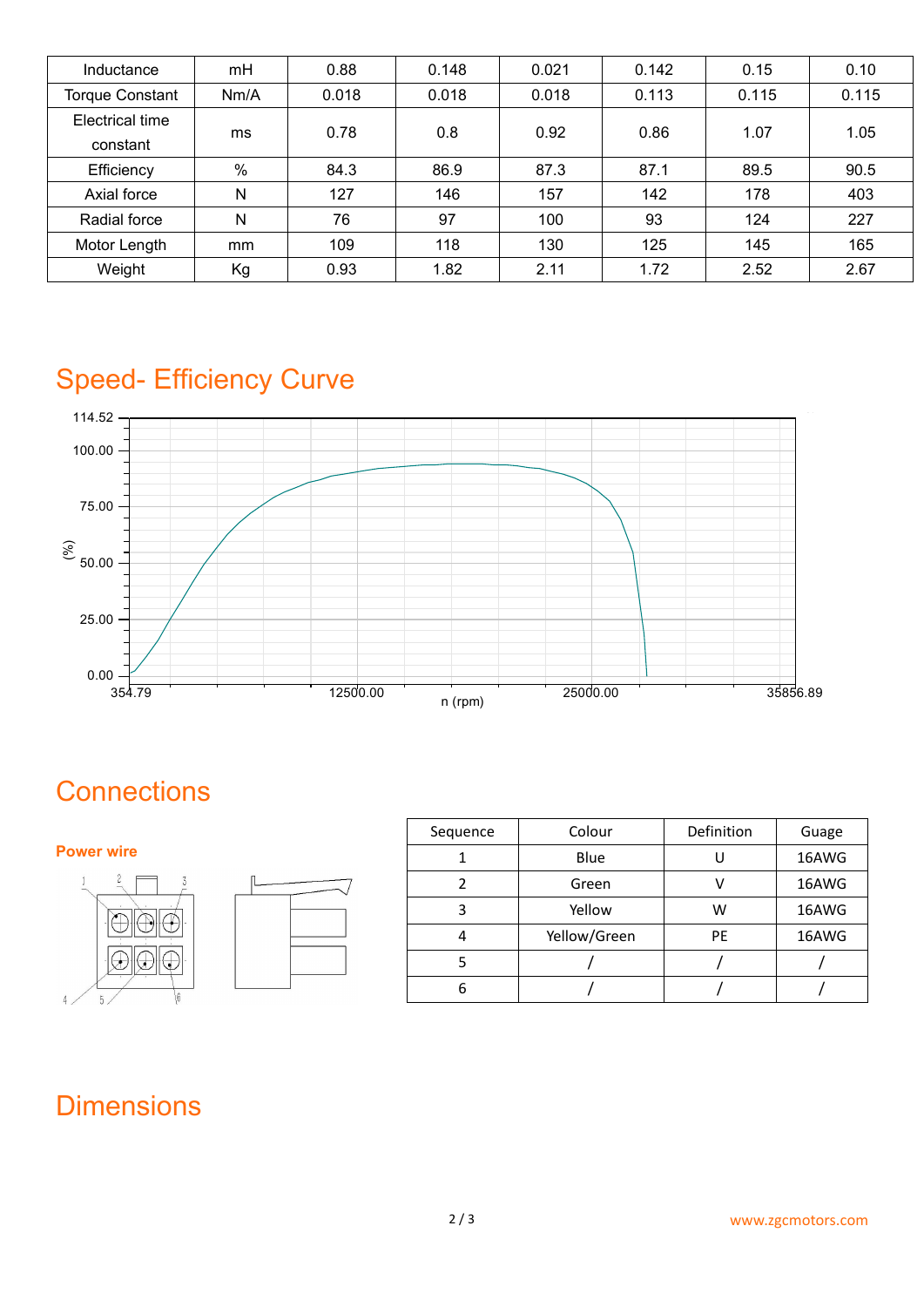| Inductance | mH | 0.88 | 0.148 | 0.021 | 0.142 | 0.15 | 0.10 |
|---|---|---|---|---|---|---|---|
| Torque Constant | Nm/A | 0.018 | 0.018 | 0.018 | 0.113 | 0.115 | 0.115 |
| Electrical time constant | ms | 0.78 | 0.8 | 0.92 | 0.86 | 1.07 | 1.05 |
| Efficiency | % | 84.3 | 86.9 | 87.3 | 87.1 | 89.5 | 90.5 |
| Axial force | N | 127 | 146 | 157 | 142 | 178 | 403 |
| Radial force | N | 76 | 97 | 100 | 93 | 124 | 227 |
| Motor Length | mm | 109 | 118 | 130 | 125 | 145 | 165 |
| Weight | Kg | 0.93 | 1.82 | 2.11 | 1.72 | 2.52 | 2.67 |

# Speed- Efficiency Curve

# Connections

**Power wire**

| Sequence | Colour | Definition | Guage |
|---|---|---|---|
| 1 | Blue | U | 16AWG |
| 2 | Green | V | 16AWG |
| 3 | Yellow | W | 16AWG |
| 4 | Yellow/Green | PE | 16AWG |
| 5 | / | / | / |
| 6 | / | / | / |

# Dimensions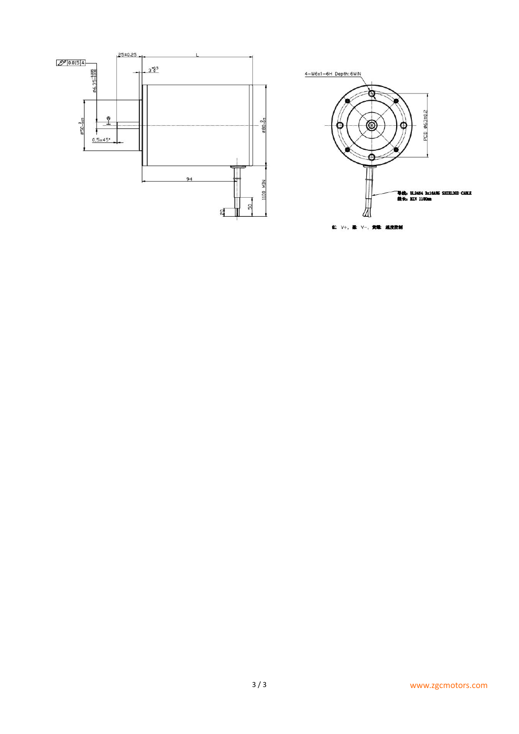0.015 A

25±0.25

L

$3^{+0.5}_{0}$

$Ø6.35^{-0.005}_{-0.013}$

$Ø50^{0}_{-0.05}$

0.5x45°

$Ø80^{0}_{-0.5}$

94

1100 MIN

50

20

4-M6x1-6H Depth: 6MIN

PCD Ø63±0.2

导线：UL2464 3x16AWG SHIELDED CABLE
线长：MIN 1100mm

红 V+，黑 V-，黄绿 速度控制

www.zgcmotors.com